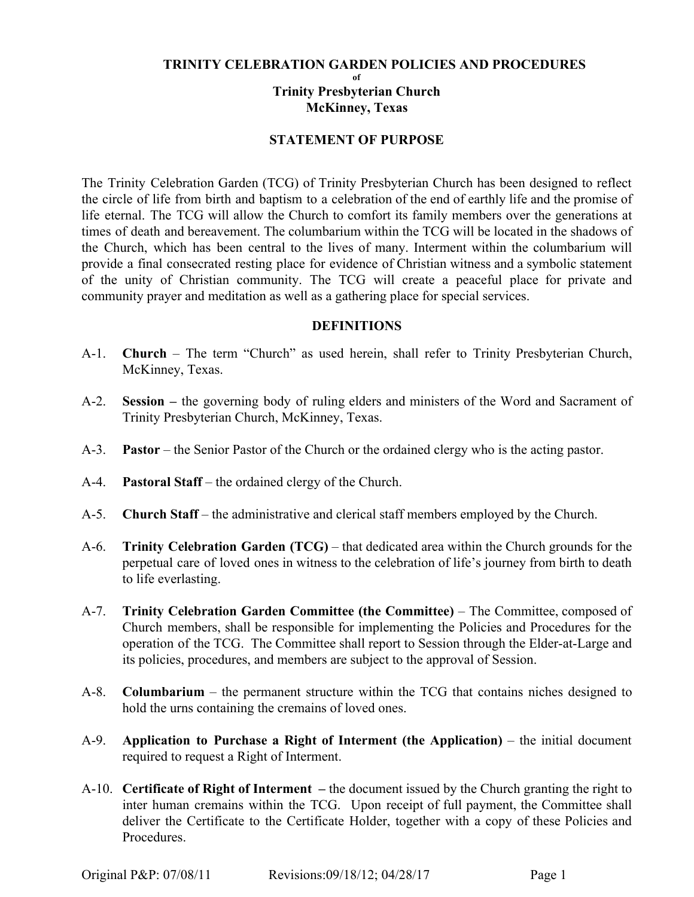# TRINITY CELEBRATION GARDEN POLICIES AND PROCEDURES

**of**

**Trinity Presbyterian Church**
**McKinney, Texas**

## STATEMENT OF PURPOSE

The Trinity Celebration Garden (TCG) of Trinity Presbyterian Church has been designed to reflect the circle of life from birth and baptism to a celebration of the end of earthly life and the promise of life eternal. The TCG will allow the Church to comfort its family members over the generations at times of death and bereavement. The columbarium within the TCG will be located in the shadows of the Church, which has been central to the lives of many. Interment within the columbarium will provide a final consecrated resting place for evidence of Christian witness and a symbolic statement of the unity of Christian community. The TCG will create a peaceful place for private and community prayer and meditation as well as a gathering place for special services.

## DEFINITIONS

A-1. **Church** – The term "Church" as used herein, shall refer to Trinity Presbyterian Church, McKinney, Texas.

A-2. **Session –** the governing body of ruling elders and ministers of the Word and Sacrament of Trinity Presbyterian Church, McKinney, Texas.

A-3. **Pastor** – the Senior Pastor of the Church or the ordained clergy who is the acting pastor.

A-4. **Pastoral Staff** – the ordained clergy of the Church.

A-5. **Church Staff** – the administrative and clerical staff members employed by the Church.

A-6. **Trinity Celebration Garden (TCG)** – that dedicated area within the Church grounds for the perpetual care of loved ones in witness to the celebration of life's journey from birth to death to life everlasting.

A-7. **Trinity Celebration Garden Committee (the Committee)** – The Committee, composed of Church members, shall be responsible for implementing the Policies and Procedures for the operation of the TCG. The Committee shall report to Session through the Elder-at-Large and its policies, procedures, and members are subject to the approval of Session.

A-8. **Columbarium** – the permanent structure within the TCG that contains niches designed to hold the urns containing the cremains of loved ones.

A-9. **Application to Purchase a Right of Interment (the Application)** – the initial document required to request a Right of Interment.

A-10. **Certificate of Right of Interment –** the document issued by the Church granting the right to inter human cremains within the TCG. Upon receipt of full payment, the Committee shall deliver the Certificate to the Certificate Holder, together with a copy of these Policies and Procedures.

Original P&P: 07/08/11 Revisions:09/18/12; 04/28/17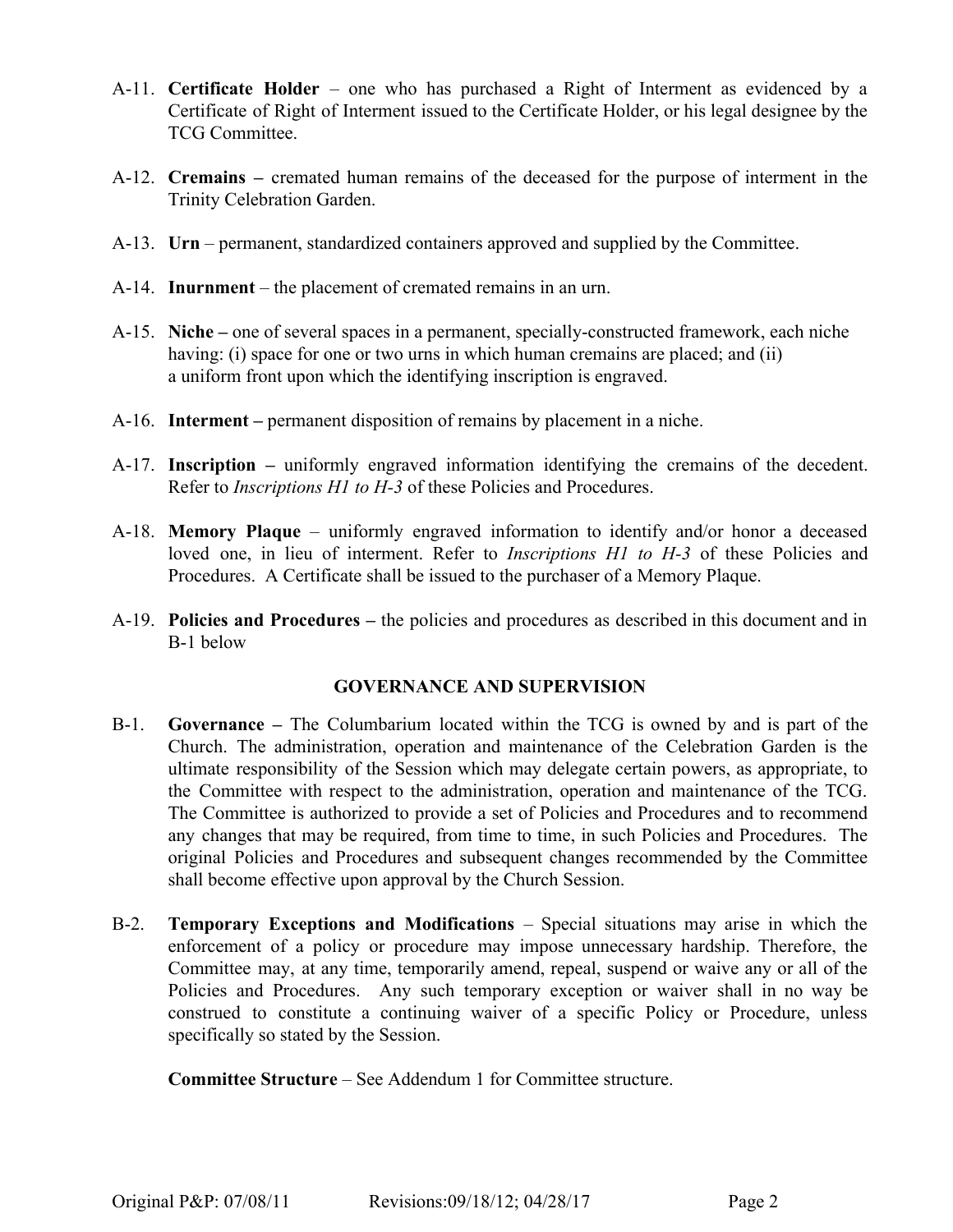A-11. **Certificate Holder** – one who has purchased a Right of Interment as evidenced by a Certificate of Right of Interment issued to the Certificate Holder, or his legal designee by the TCG Committee.

A-12. **Cremains –** cremated human remains of the deceased for the purpose of interment in the Trinity Celebration Garden.

A-13. **Urn** – permanent, standardized containers approved and supplied by the Committee.

A-14. **Inurnment** – the placement of cremated remains in an urn.

A-15. **Niche –** one of several spaces in a permanent, specially-constructed framework, each niche having: (i) space for one or two urns in which human cremains are placed; and (ii) a uniform front upon which the identifying inscription is engraved.

A-16. **Interment –** permanent disposition of remains by placement in a niche.

A-17. **Inscription –** uniformly engraved information identifying the cremains of the decedent. Refer to *Inscriptions H1 to H-3* of these Policies and Procedures.

A-18. **Memory Plaque** – uniformly engraved information to identify and/or honor a deceased loved one, in lieu of interment. Refer to *Inscriptions H1 to H-3* of these Policies and Procedures. A Certificate shall be issued to the purchaser of a Memory Plaque.

A-19. **Policies and Procedures –** the policies and procedures as described in this document and in B-1 below

## GOVERNANCE AND SUPERVISION

B-1. **Governance –** The Columbarium located within the TCG is owned by and is part of the Church. The administration, operation and maintenance of the Celebration Garden is the ultimate responsibility of the Session which may delegate certain powers, as appropriate, to the Committee with respect to the administration, operation and maintenance of the TCG. The Committee is authorized to provide a set of Policies and Procedures and to recommend any changes that may be required, from time to time, in such Policies and Procedures. The original Policies and Procedures and subsequent changes recommended by the Committee shall become effective upon approval by the Church Session.

B-2. **Temporary Exceptions and Modifications** – Special situations may arise in which the enforcement of a policy or procedure may impose unnecessary hardship. Therefore, the Committee may, at any time, temporarily amend, repeal, suspend or waive any or all of the Policies and Procedures. Any such temporary exception or waiver shall in no way be construed to constitute a continuing waiver of a specific Policy or Procedure, unless specifically so stated by the Session.

**Committee Structure** – See Addendum 1 for Committee structure.

Original P&P: 07/08/11 Revisions:09/18/12; 04/28/17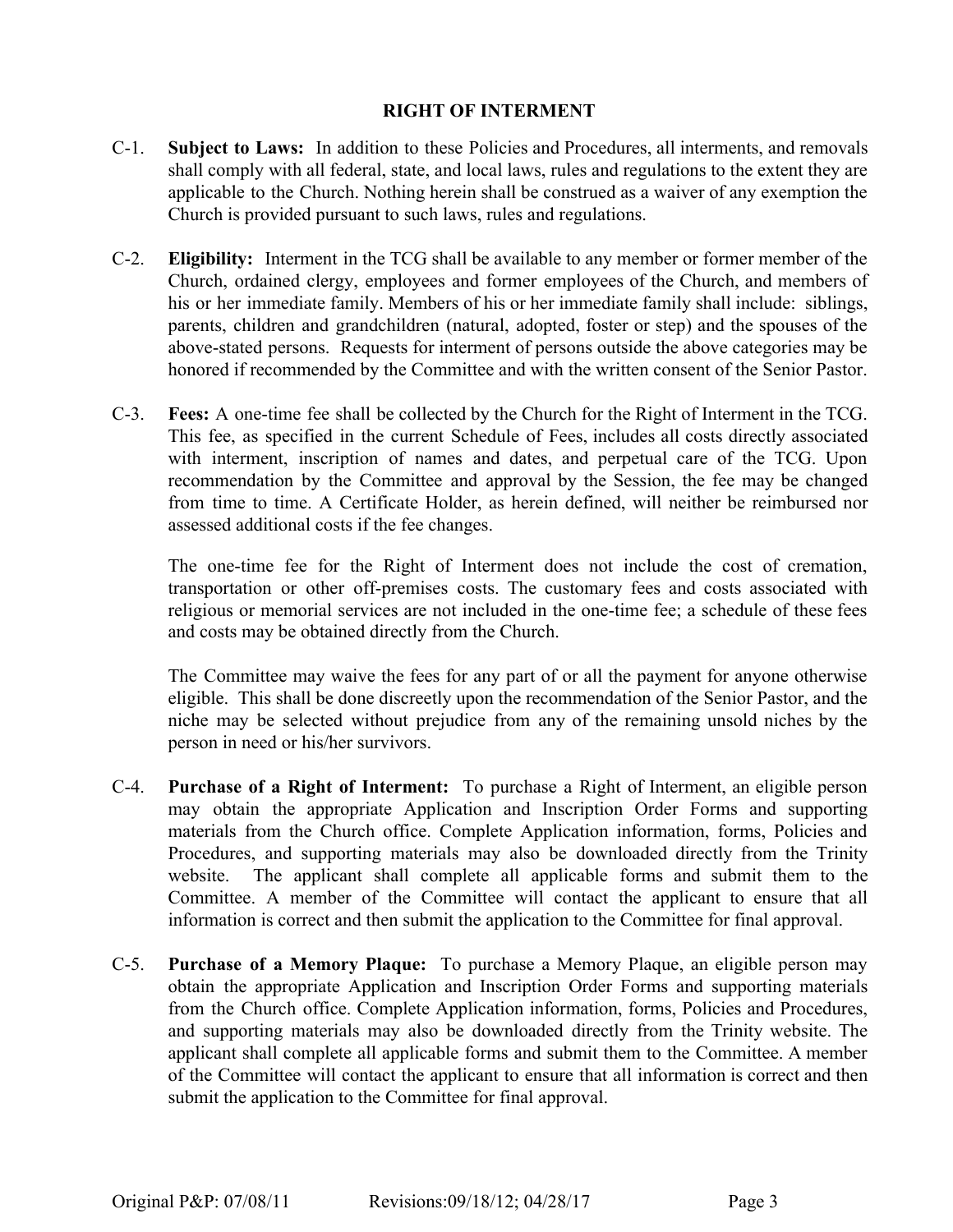## RIGHT OF INTERMENT

C-1. **Subject to Laws:** In addition to these Policies and Procedures, all interments, and removals shall comply with all federal, state, and local laws, rules and regulations to the extent they are applicable to the Church. Nothing herein shall be construed as a waiver of any exemption the Church is provided pursuant to such laws, rules and regulations.

C-2. **Eligibility:** Interment in the TCG shall be available to any member or former member of the Church, ordained clergy, employees and former employees of the Church, and members of his or her immediate family. Members of his or her immediate family shall include: siblings, parents, children and grandchildren (natural, adopted, foster or step) and the spouses of the above-stated persons. Requests for interment of persons outside the above categories may be honored if recommended by the Committee and with the written consent of the Senior Pastor.

C-3. **Fees:** A one-time fee shall be collected by the Church for the Right of Interment in the TCG. This fee, as specified in the current Schedule of Fees, includes all costs directly associated with interment, inscription of names and dates, and perpetual care of the TCG. Upon recommendation by the Committee and approval by the Session, the fee may be changed from time to time. A Certificate Holder, as herein defined, will neither be reimbursed nor assessed additional costs if the fee changes.

The one-time fee for the Right of Interment does not include the cost of cremation, transportation or other off-premises costs. The customary fees and costs associated with religious or memorial services are not included in the one-time fee; a schedule of these fees and costs may be obtained directly from the Church.

The Committee may waive the fees for any part of or all the payment for anyone otherwise eligible. This shall be done discreetly upon the recommendation of the Senior Pastor, and the niche may be selected without prejudice from any of the remaining unsold niches by the person in need or his/her survivors.

C-4. **Purchase of a Right of Interment:** To purchase a Right of Interment, an eligible person may obtain the appropriate Application and Inscription Order Forms and supporting materials from the Church office. Complete Application information, forms, Policies and Procedures, and supporting materials may also be downloaded directly from the Trinity website. The applicant shall complete all applicable forms and submit them to the Committee. A member of the Committee will contact the applicant to ensure that all information is correct and then submit the application to the Committee for final approval.

C-5. **Purchase of a Memory Plaque:** To purchase a Memory Plaque, an eligible person may obtain the appropriate Application and Inscription Order Forms and supporting materials from the Church office. Complete Application information, forms, Policies and Procedures, and supporting materials may also be downloaded directly from the Trinity website. The applicant shall complete all applicable forms and submit them to the Committee. A member of the Committee will contact the applicant to ensure that all information is correct and then submit the application to the Committee for final approval.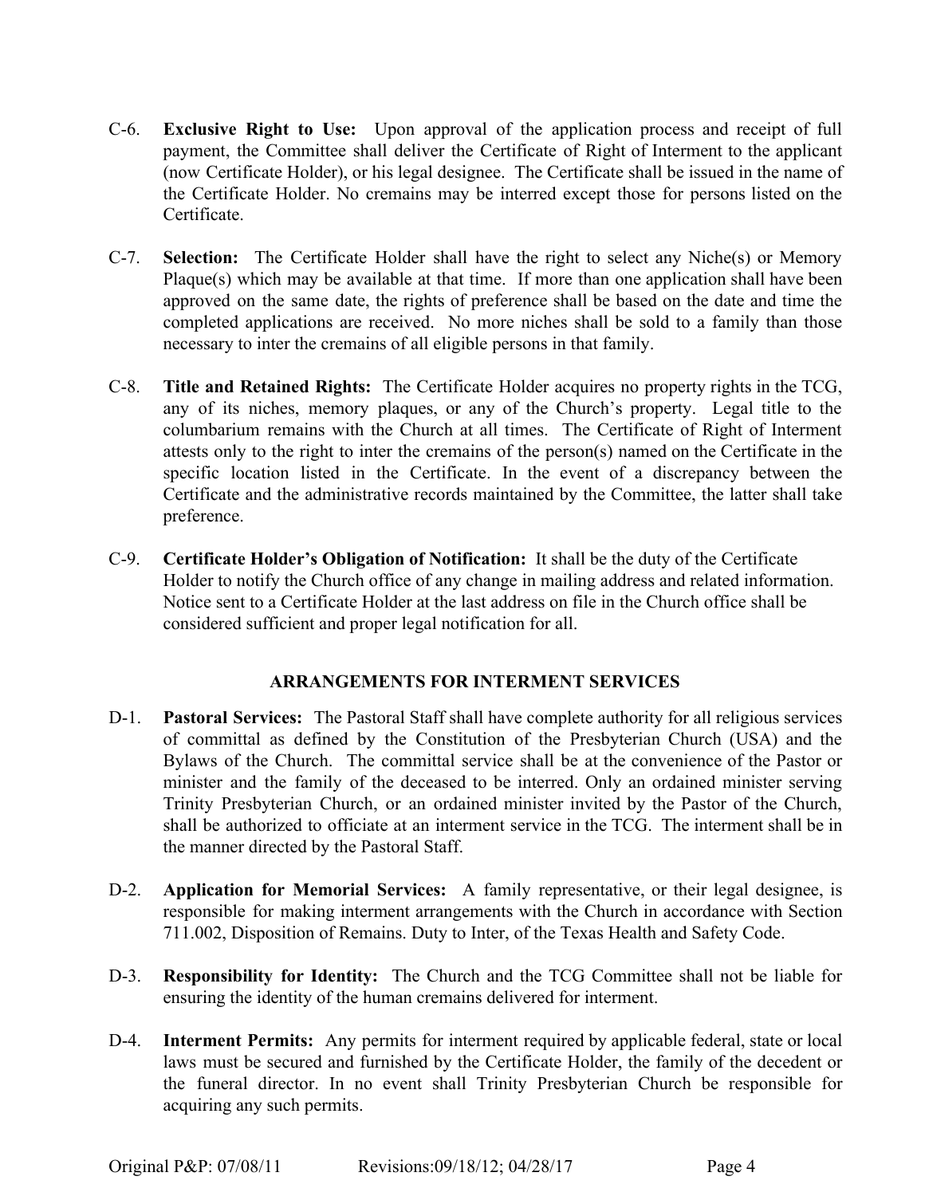C-6. **Exclusive Right to Use:** Upon approval of the application process and receipt of full payment, the Committee shall deliver the Certificate of Right of Interment to the applicant (now Certificate Holder), or his legal designee. The Certificate shall be issued in the name of the Certificate Holder. No cremains may be interred except those for persons listed on the Certificate.

C-7. **Selection:** The Certificate Holder shall have the right to select any Niche(s) or Memory Plaque(s) which may be available at that time. If more than one application shall have been approved on the same date, the rights of preference shall be based on the date and time the completed applications are received. No more niches shall be sold to a family than those necessary to inter the cremains of all eligible persons in that family.

C-8. **Title and Retained Rights:** The Certificate Holder acquires no property rights in the TCG, any of its niches, memory plaques, or any of the Church's property. Legal title to the columbarium remains with the Church at all times. The Certificate of Right of Interment attests only to the right to inter the cremains of the person(s) named on the Certificate in the specific location listed in the Certificate. In the event of a discrepancy between the Certificate and the administrative records maintained by the Committee, the latter shall take preference.

C-9. **Certificate Holder's Obligation of Notification:** It shall be the duty of the Certificate Holder to notify the Church office of any change in mailing address and related information. Notice sent to a Certificate Holder at the last address on file in the Church office shall be considered sufficient and proper legal notification for all.

## ARRANGEMENTS FOR INTERMENT SERVICES

D-1. **Pastoral Services:** The Pastoral Staff shall have complete authority for all religious services of committal as defined by the Constitution of the Presbyterian Church (USA) and the Bylaws of the Church. The committal service shall be at the convenience of the Pastor or minister and the family of the deceased to be interred. Only an ordained minister serving Trinity Presbyterian Church, or an ordained minister invited by the Pastor of the Church, shall be authorized to officiate at an interment service in the TCG. The interment shall be in the manner directed by the Pastoral Staff.

D-2. **Application for Memorial Services:** A family representative, or their legal designee, is responsible for making interment arrangements with the Church in accordance with Section 711.002, Disposition of Remains. Duty to Inter, of the Texas Health and Safety Code.

D-3. **Responsibility for Identity:** The Church and the TCG Committee shall not be liable for ensuring the identity of the human cremains delivered for interment.

D-4. **Interment Permits:** Any permits for interment required by applicable federal, state or local laws must be secured and furnished by the Certificate Holder, the family of the decedent or the funeral director. In no event shall Trinity Presbyterian Church be responsible for acquiring any such permits.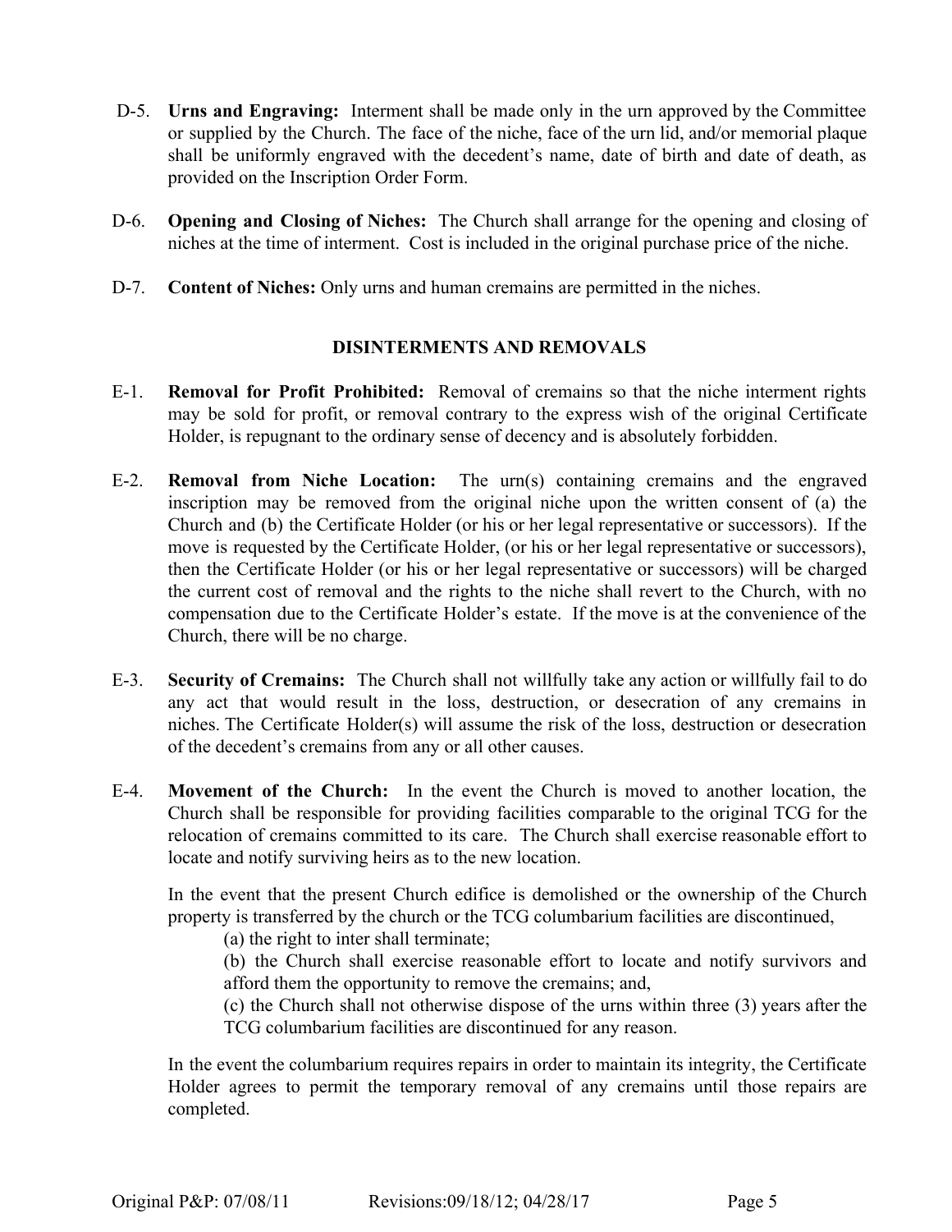D-5. **Urns and Engraving:** Interment shall be made only in the urn approved by the Committee or supplied by the Church. The face of the niche, face of the urn lid, and/or memorial plaque shall be uniformly engraved with the decedent's name, date of birth and date of death, as provided on the Inscription Order Form.

D-6. **Opening and Closing of Niches:** The Church shall arrange for the opening and closing of niches at the time of interment. Cost is included in the original purchase price of the niche.

D-7. **Content of Niches:** Only urns and human cremains are permitted in the niches.

## DISINTERMENTS AND REMOVALS

E-1. **Removal for Profit Prohibited:** Removal of cremains so that the niche interment rights may be sold for profit, or removal contrary to the express wish of the original Certificate Holder, is repugnant to the ordinary sense of decency and is absolutely forbidden.

E-2. **Removal from Niche Location:** The urn(s) containing cremains and the engraved inscription may be removed from the original niche upon the written consent of (a) the Church and (b) the Certificate Holder (or his or her legal representative or successors). If the move is requested by the Certificate Holder, (or his or her legal representative or successors), then the Certificate Holder (or his or her legal representative or successors) will be charged the current cost of removal and the rights to the niche shall revert to the Church, with no compensation due to the Certificate Holder's estate. If the move is at the convenience of the Church, there will be no charge.

E-3. **Security of Cremains:** The Church shall not willfully take any action or willfully fail to do any act that would result in the loss, destruction, or desecration of any cremains in niches. The Certificate Holder(s) will assume the risk of the loss, destruction or desecration of the decedent's cremains from any or all other causes.

E-4. **Movement of the Church:** In the event the Church is moved to another location, the Church shall be responsible for providing facilities comparable to the original TCG for the relocation of cremains committed to its care. The Church shall exercise reasonable effort to locate and notify surviving heirs as to the new location.

In the event that the present Church edifice is demolished or the ownership of the Church property is transferred by the church or the TCG columbarium facilities are discontinued,

(a) the right to inter shall terminate;

(b) the Church shall exercise reasonable effort to locate and notify survivors and afford them the opportunity to remove the cremains; and,

(c) the Church shall not otherwise dispose of the urns within three (3) years after the TCG columbarium facilities are discontinued for any reason.

In the event the columbarium requires repairs in order to maintain its integrity, the Certificate Holder agrees to permit the temporary removal of any cremains until those repairs are completed.

Original P&P: 07/08/11 Revisions:09/18/12; 04/28/17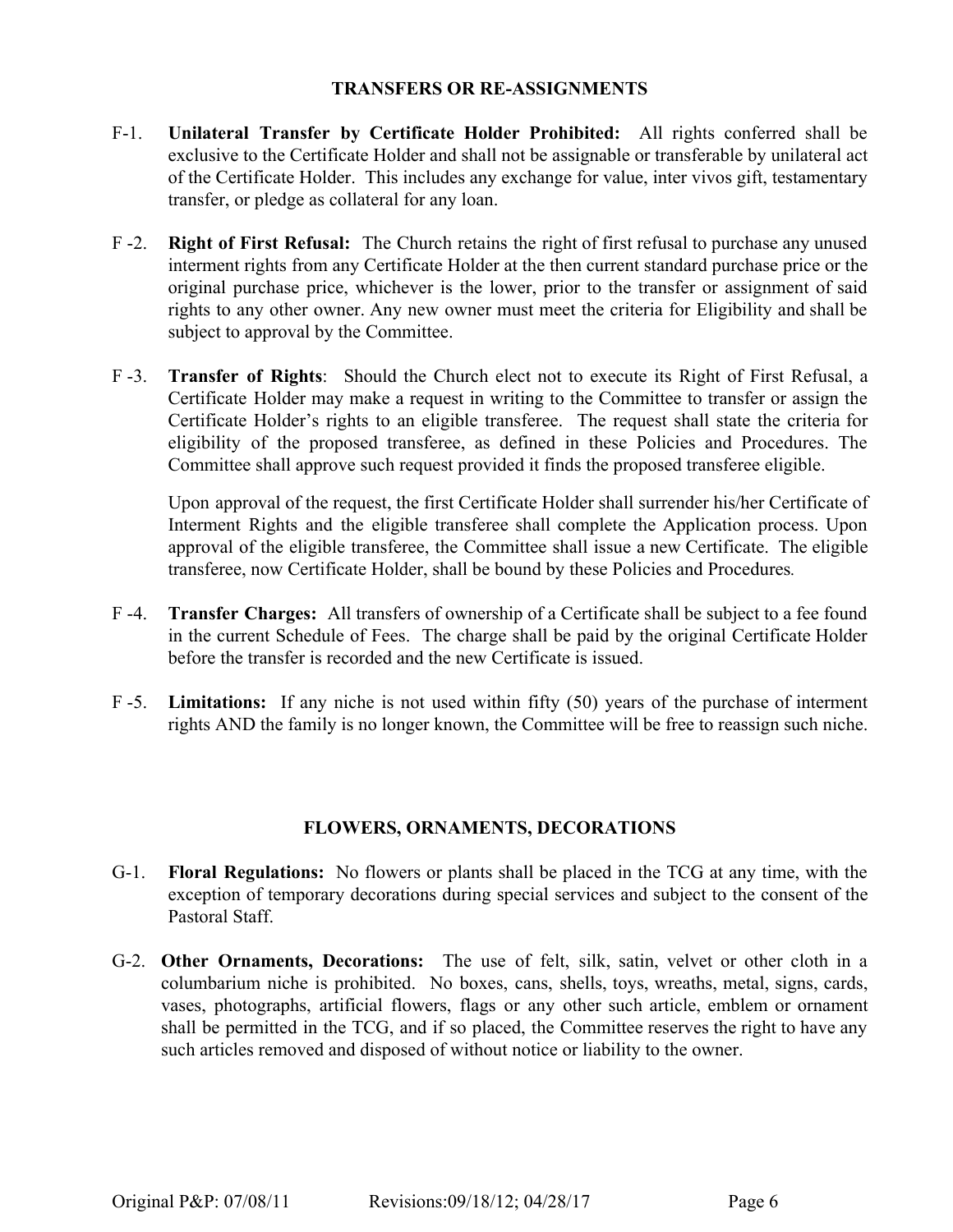## TRANSFERS OR RE-ASSIGNMENTS

F-1. **Unilateral Transfer by Certificate Holder Prohibited:** All rights conferred shall be exclusive to the Certificate Holder and shall not be assignable or transferable by unilateral act of the Certificate Holder. This includes any exchange for value, inter vivos gift, testamentary transfer, or pledge as collateral for any loan.

F -2. **Right of First Refusal:** The Church retains the right of first refusal to purchase any unused interment rights from any Certificate Holder at the then current standard purchase price or the original purchase price, whichever is the lower, prior to the transfer or assignment of said rights to any other owner. Any new owner must meet the criteria for Eligibility and shall be subject to approval by the Committee.

F -3. **Transfer of Rights**: Should the Church elect not to execute its Right of First Refusal, a Certificate Holder may make a request in writing to the Committee to transfer or assign the Certificate Holder's rights to an eligible transferee. The request shall state the criteria for eligibility of the proposed transferee, as defined in these Policies and Procedures. The Committee shall approve such request provided it finds the proposed transferee eligible.

Upon approval of the request, the first Certificate Holder shall surrender his/her Certificate of Interment Rights and the eligible transferee shall complete the Application process. Upon approval of the eligible transferee, the Committee shall issue a new Certificate. The eligible transferee, now Certificate Holder, shall be bound by these Policies and Procedures.

F -4. **Transfer Charges:** All transfers of ownership of a Certificate shall be subject to a fee found in the current Schedule of Fees. The charge shall be paid by the original Certificate Holder before the transfer is recorded and the new Certificate is issued.

F -5. **Limitations:** If any niche is not used within fifty (50) years of the purchase of interment rights AND the family is no longer known, the Committee will be free to reassign such niche.

## FLOWERS, ORNAMENTS, DECORATIONS

G-1. **Floral Regulations:** No flowers or plants shall be placed in the TCG at any time, with the exception of temporary decorations during special services and subject to the consent of the Pastoral Staff.

G-2. **Other Ornaments, Decorations:** The use of felt, silk, satin, velvet or other cloth in a columbarium niche is prohibited. No boxes, cans, shells, toys, wreaths, metal, signs, cards, vases, photographs, artificial flowers, flags or any other such article, emblem or ornament shall be permitted in the TCG, and if so placed, the Committee reserves the right to have any such articles removed and disposed of without notice or liability to the owner.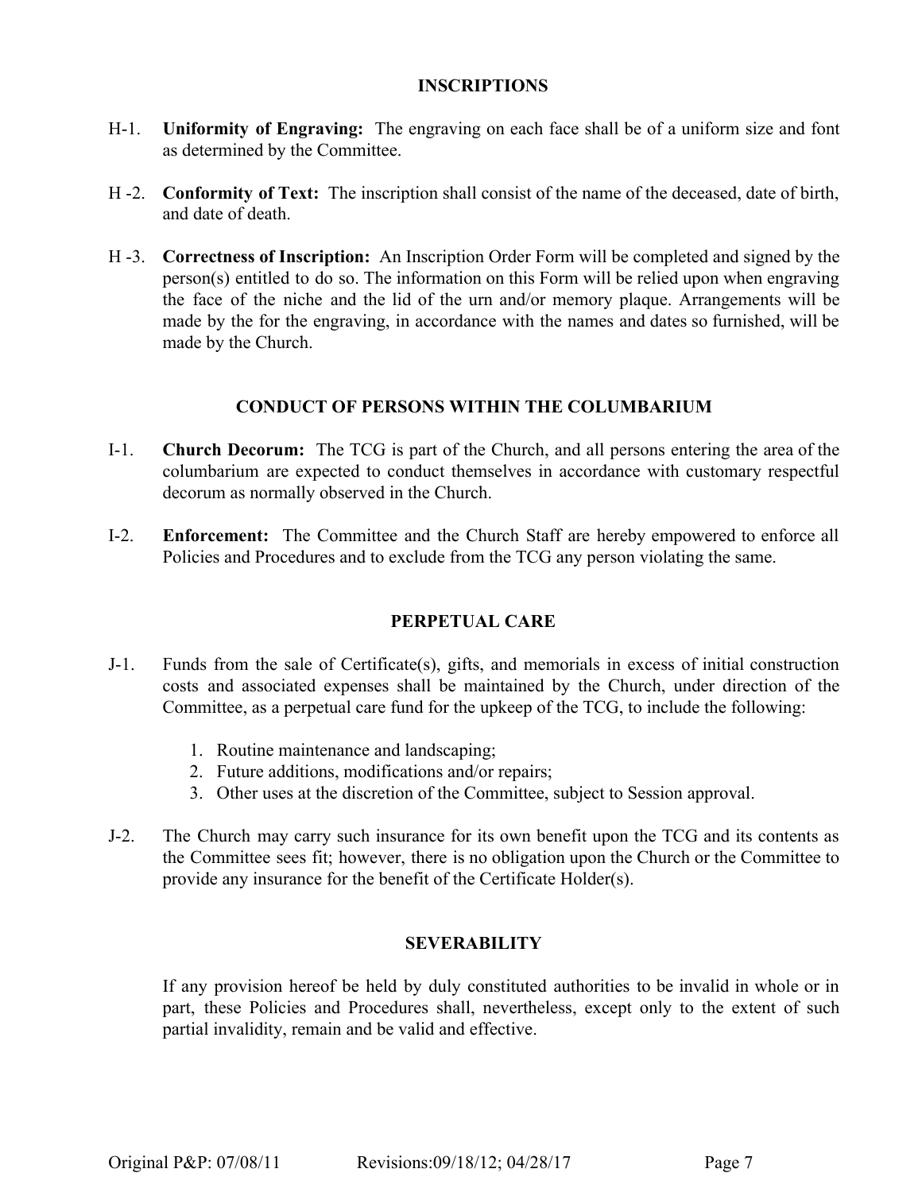## INSCRIPTIONS

H-1. **Uniformity of Engraving:** The engraving on each face shall be of a uniform size and font as determined by the Committee.

H -2. **Conformity of Text:** The inscription shall consist of the name of the deceased, date of birth, and date of death.

H -3. **Correctness of Inscription:** An Inscription Order Form will be completed and signed by the person(s) entitled to do so. The information on this Form will be relied upon when engraving the face of the niche and the lid of the urn and/or memory plaque. Arrangements will be made by the for the engraving, in accordance with the names and dates so furnished, will be made by the Church.

## CONDUCT OF PERSONS WITHIN THE COLUMBARIUM

I-1. **Church Decorum:** The TCG is part of the Church, and all persons entering the area of the columbarium are expected to conduct themselves in accordance with customary respectful decorum as normally observed in the Church.

I-2. **Enforcement:** The Committee and the Church Staff are hereby empowered to enforce all Policies and Procedures and to exclude from the TCG any person violating the same.

## PERPETUAL CARE

J-1. Funds from the sale of Certificate(s), gifts, and memorials in excess of initial construction costs and associated expenses shall be maintained by the Church, under direction of the Committee, as a perpetual care fund for the upkeep of the TCG, to include the following:

1. Routine maintenance and landscaping;
2. Future additions, modifications and/or repairs;
3. Other uses at the discretion of the Committee, subject to Session approval.

J-2. The Church may carry such insurance for its own benefit upon the TCG and its contents as the Committee sees fit; however, there is no obligation upon the Church or the Committee to provide any insurance for the benefit of the Certificate Holder(s).

## SEVERABILITY

If any provision hereof be held by duly constituted authorities to be invalid in whole or in part, these Policies and Procedures shall, nevertheless, except only to the extent of such partial invalidity, remain and be valid and effective.